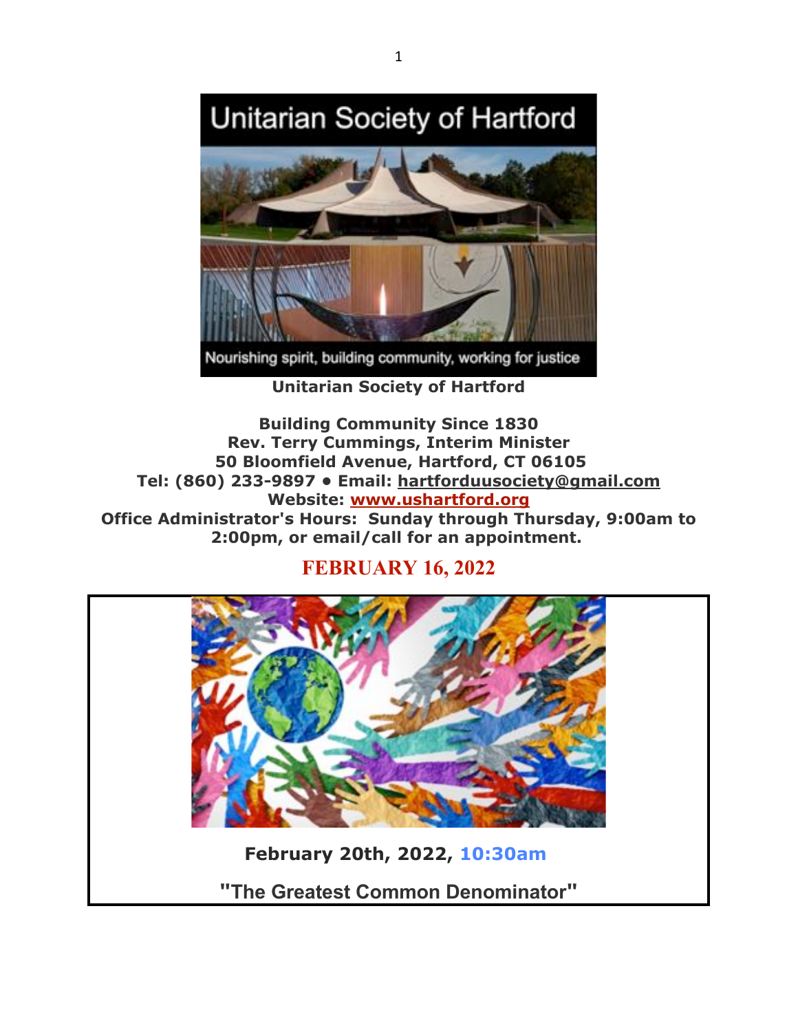**Unitarian Society of Hartford**

**Building Community Since 1830**
**Rev. Terry Cummings, Interim Minister**
**50 Bloomfield Avenue, Hartford, CT 06105**
**Tel: (860) 233-9897 • Email: hartforduusociety@gmail.com**
**Website: www.ushartford.org**
**Office Administrator's Hours: Sunday through Thursday, 9:00am to 2:00pm, or email/call for an appointment.**

## FEBRUARY 16, 2022

**February 20th, 2022, 10:30am**

**"The Greatest Common Denominator"**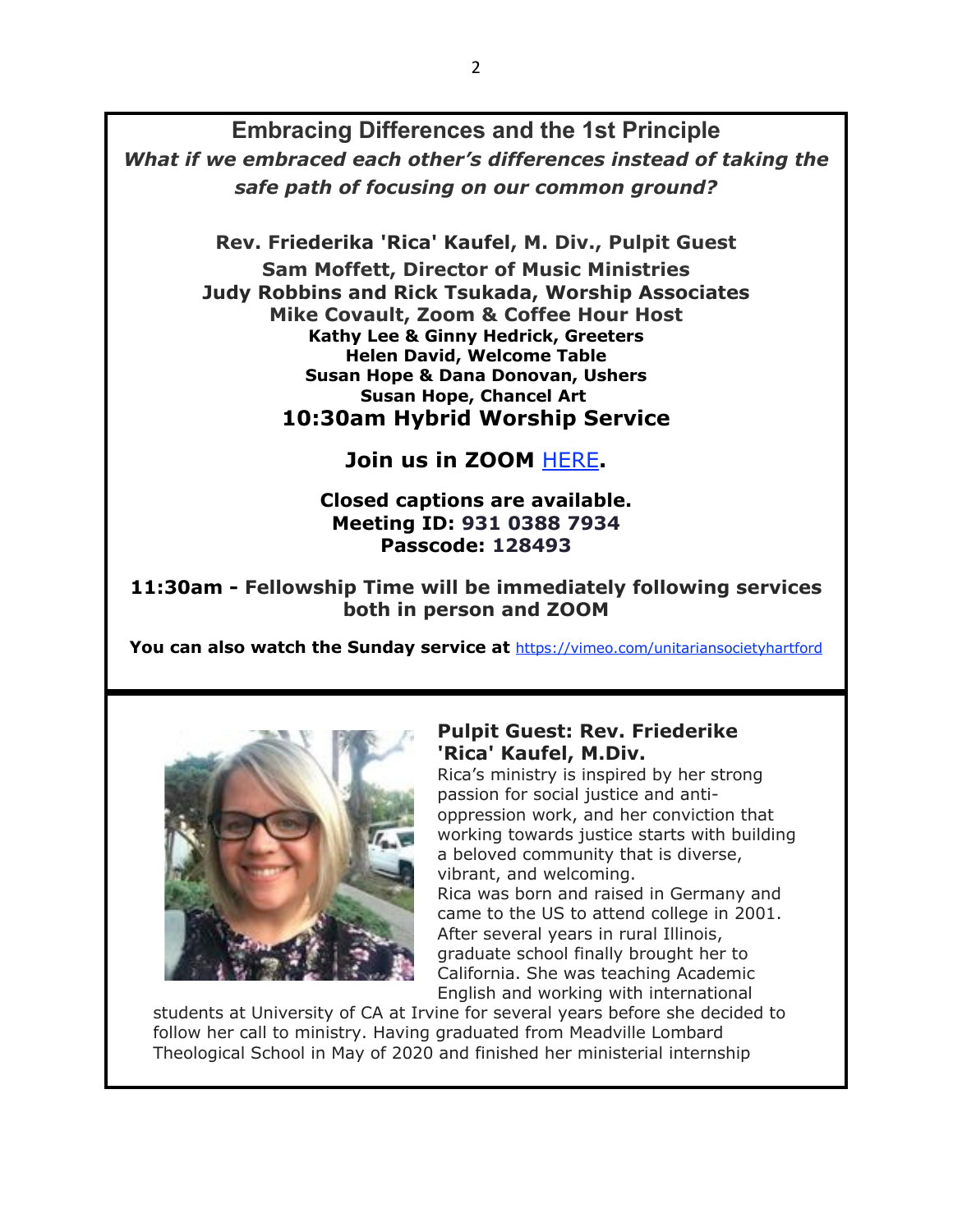## Embracing Differences and the 1st Principle

***What if we embraced each other's differences instead of taking the safe path of focusing on our common ground?***

**Rev. Friederika 'Rica' Kaufel, M. Div., Pulpit Guest**
**Sam Moffett, Director of Music Ministries**
**Judy Robbins and Rick Tsukada, Worship Associates**
**Mike Covault, Zoom & Coffee Hour Host**
**Kathy Lee & Ginny Hedrick, Greeters**
**Helen David, Welcome Table**
**Susan Hope & Dana Donovan, Ushers**
**Susan Hope, Chancel Art**

### 10:30am Hybrid Worship Service

**Join us in ZOOM HERE.**

**Closed captions are available.**
**Meeting ID: 931 0388 7934**
**Passcode: 128493**

**11:30am - Fellowship Time will be immediately following services both in person and ZOOM**

**You can also watch the Sunday service at** https://vimeo.com/unitariansocietyhartford

---

### Pulpit Guest: Rev. Friederike 'Rica' Kaufel, M.Div.

Rica's ministry is inspired by her strong passion for social justice and anti-oppression work, and her conviction that working towards justice starts with building a beloved community that is diverse, vibrant, and welcoming.

Rica was born and raised in Germany and came to the US to attend college in 2001. After several years in rural Illinois, graduate school finally brought her to California. She was teaching Academic English and working with international students at University of CA at Irvine for several years before she decided to follow her call to ministry. Having graduated from Meadville Lombard Theological School in May of 2020 and finished her ministerial internship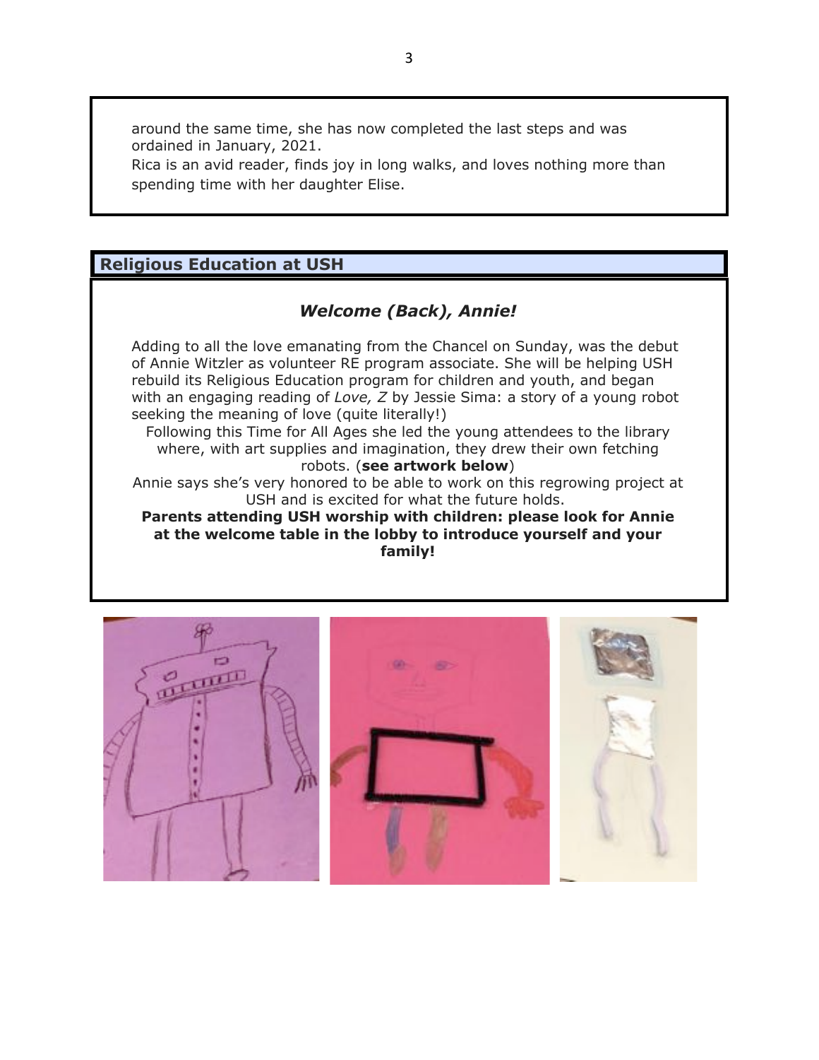around the same time, she has now completed the last steps and was ordained in January, 2021.

Rica is an avid reader, finds joy in long walks, and loves nothing more than spending time with her daughter Elise.

## Religious Education at USH

### *Welcome (Back), Annie!*

Adding to all the love emanating from the Chancel on Sunday, was the debut of Annie Witzler as volunteer RE program associate. She will be helping USH rebuild its Religious Education program for children and youth, and began with an engaging reading of *Love, Z* by Jessie Sima: a story of a young robot seeking the meaning of love (quite literally!)

Following this Time for All Ages she led the young attendees to the library where, with art supplies and imagination, they drew their own fetching robots. (**see artwork below**)

Annie says she's very honored to be able to work on this regrowing project at USH and is excited for what the future holds.

**Parents attending USH worship with children: please look for Annie at the welcome table in the lobby to introduce yourself and your family!**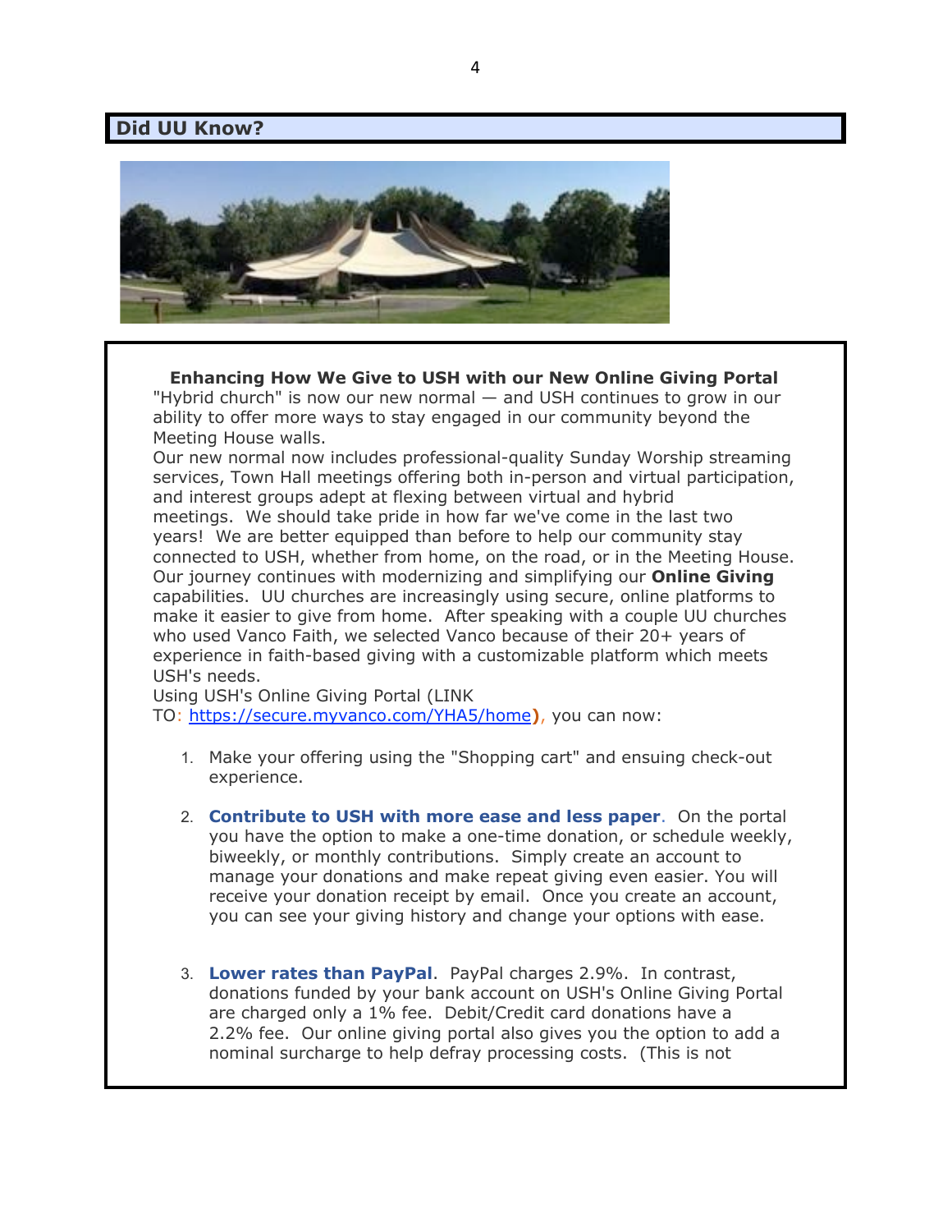## Did UU Know?

**Enhancing How We Give to USH with our New Online Giving Portal**

"Hybrid church" is now our new normal — and USH continues to grow in our ability to offer more ways to stay engaged in our community beyond the Meeting House walls.

Our new normal now includes professional-quality Sunday Worship streaming services, Town Hall meetings offering both in-person and virtual participation, and interest groups adept at flexing between virtual and hybrid meetings. We should take pride in how far we've come in the last two years! We are better equipped than before to help our community stay connected to USH, whether from home, on the road, or in the Meeting House.

Our journey continues with modernizing and simplifying our **Online Giving** capabilities. UU churches are increasingly using secure, online platforms to make it easier to give from home. After speaking with a couple UU churches who used Vanco Faith, we selected Vanco because of their 20+ years of experience in faith-based giving with a customizable platform which meets USH's needs.

Using USH's Online Giving Portal (LINK TO: https://secure.myvanco.com/YHA5/home), you can now:

1. Make your offering using the "Shopping cart" and ensuing check-out experience.

2. **Contribute to USH with more ease and less paper**. On the portal you have the option to make a one-time donation, or schedule weekly, biweekly, or monthly contributions. Simply create an account to manage your donations and make repeat giving even easier. You will receive your donation receipt by email. Once you create an account, you can see your giving history and change your options with ease.

3. **Lower rates than PayPal**. PayPal charges 2.9%. In contrast, donations funded by your bank account on USH's Online Giving Portal are charged only a 1% fee. Debit/Credit card donations have a 2.2% fee. Our online giving portal also gives you the option to add a nominal surcharge to help defray processing costs. (This is not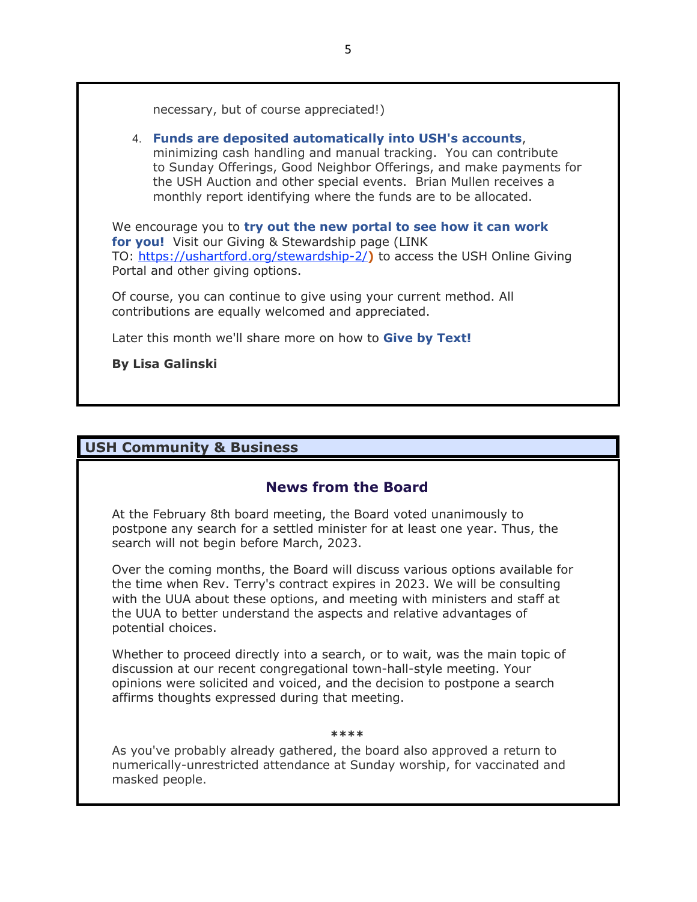necessary, but of course appreciated!)

4. **Funds are deposited automatically into USH's accounts**, minimizing cash handling and manual tracking. You can contribute to Sunday Offerings, Good Neighbor Offerings, and make payments for the USH Auction and other special events. Brian Mullen receives a monthly report identifying where the funds are to be allocated.

We encourage you to **try out the new portal to see how it can work for you!** Visit our Giving & Stewardship page (LINK TO: https://ushartford.org/stewardship-2/**)** to access the USH Online Giving Portal and other giving options.

Of course, you can continue to give using your current method. All contributions are equally welcomed and appreciated.

Later this month we'll share more on how to **Give by Text!**

**By Lisa Galinski**

## USH Community & Business

### News from the Board

At the February 8th board meeting, the Board voted unanimously to postpone any search for a settled minister for at least one year. Thus, the search will not begin before March, 2023.

Over the coming months, the Board will discuss various options available for the time when Rev. Terry's contract expires in 2023. We will be consulting with the UUA about these options, and meeting with ministers and staff at the UUA to better understand the aspects and relative advantages of potential choices.

Whether to proceed directly into a search, or to wait, was the main topic of discussion at our recent congregational town-hall-style meeting. Your opinions were solicited and voiced, and the decision to postpone a search affirms thoughts expressed during that meeting.

****

As you've probably already gathered, the board also approved a return to numerically-unrestricted attendance at Sunday worship, for vaccinated and masked people.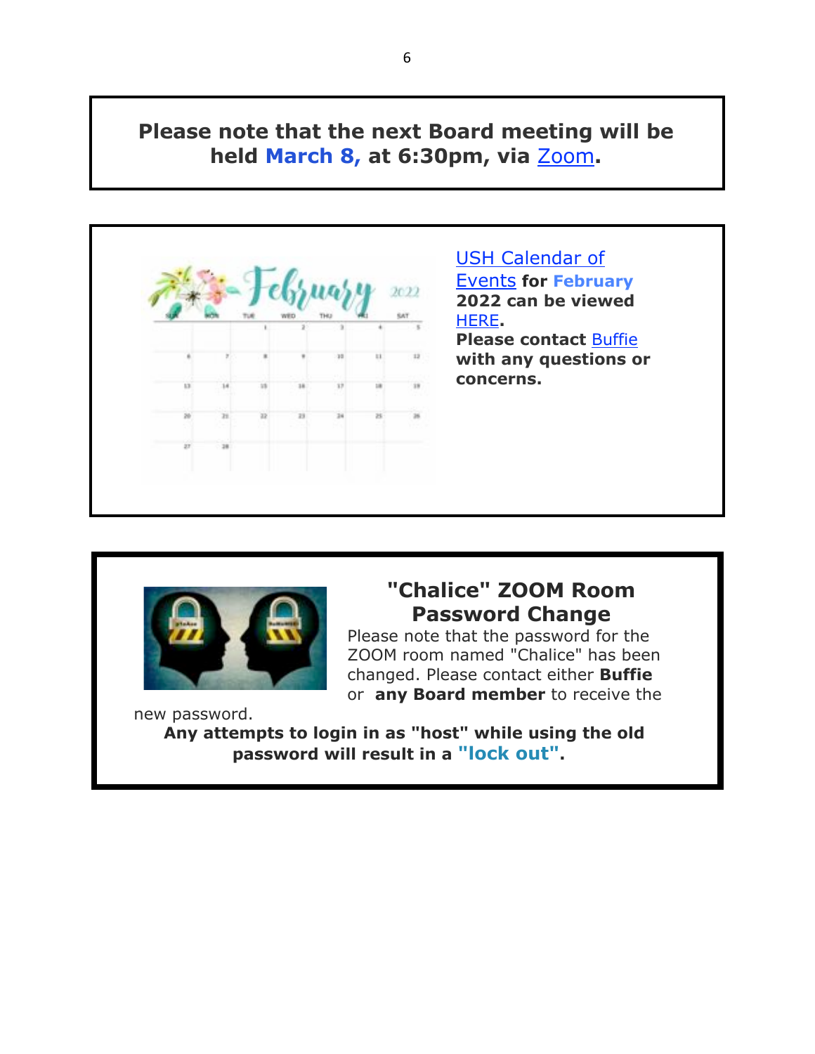**Please note that the next Board meeting will be held March 8, at 6:30pm, via Zoom.**

USH Calendar of Events **for February 2022 can be viewed HERE.**
**Please contact** Buffie **with any questions or concerns.**

## "Chalice" ZOOM Room Password Change

Please note that the password for the ZOOM room named "Chalice" has been changed. Please contact either **Buffie** or **any Board member** to receive the new password.

**Any attempts to login in as "host" while using the old password will result in a "lock out".**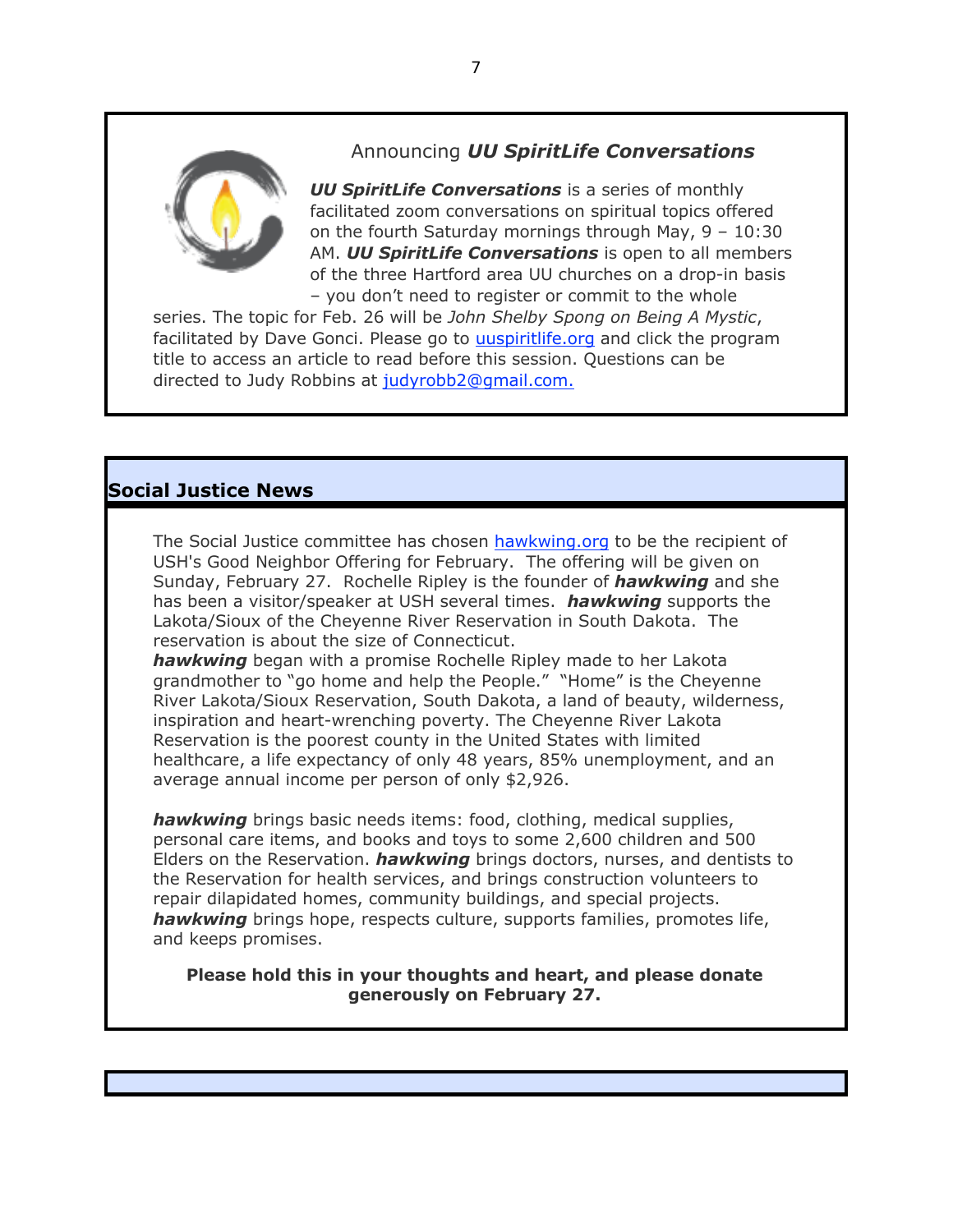## Announcing ***UU SpiritLife Conversations***

***UU SpiritLife Conversations*** is a series of monthly facilitated zoom conversations on spiritual topics offered on the fourth Saturday mornings through May, 9 – 10:30 AM. ***UU SpiritLife Conversations*** is open to all members of the three Hartford area UU churches on a drop-in basis – you don't need to register or commit to the whole series. The topic for Feb. 26 will be *John Shelby Spong on Being A Mystic*, facilitated by Dave Gonci. Please go to uuspiritlife.org and click the program title to access an article to read before this session. Questions can be directed to Judy Robbins at judyrobb2@gmail.com.

## Social Justice News

The Social Justice committee has chosen hawkwing.org to be the recipient of USH's Good Neighbor Offering for February. The offering will be given on Sunday, February 27. Rochelle Ripley is the founder of ***hawkwing*** and she has been a visitor/speaker at USH several times. ***hawkwing*** supports the Lakota/Sioux of the Cheyenne River Reservation in South Dakota. The reservation is about the size of Connecticut.

***hawkwing*** began with a promise Rochelle Ripley made to her Lakota grandmother to "go home and help the People." "Home" is the Cheyenne River Lakota/Sioux Reservation, South Dakota, a land of beauty, wilderness, inspiration and heart-wrenching poverty. The Cheyenne River Lakota Reservation is the poorest county in the United States with limited healthcare, a life expectancy of only 48 years, 85% unemployment, and an average annual income per person of only $2,926.

***hawkwing*** brings basic needs items: food, clothing, medical supplies, personal care items, and books and toys to some 2,600 children and 500 Elders on the Reservation. ***hawkwing*** brings doctors, nurses, and dentists to the Reservation for health services, and brings construction volunteers to repair dilapidated homes, community buildings, and special projects. ***hawkwing*** brings hope, respects culture, supports families, promotes life, and keeps promises.

**Please hold this in your thoughts and heart, and please donate generously on February 27.**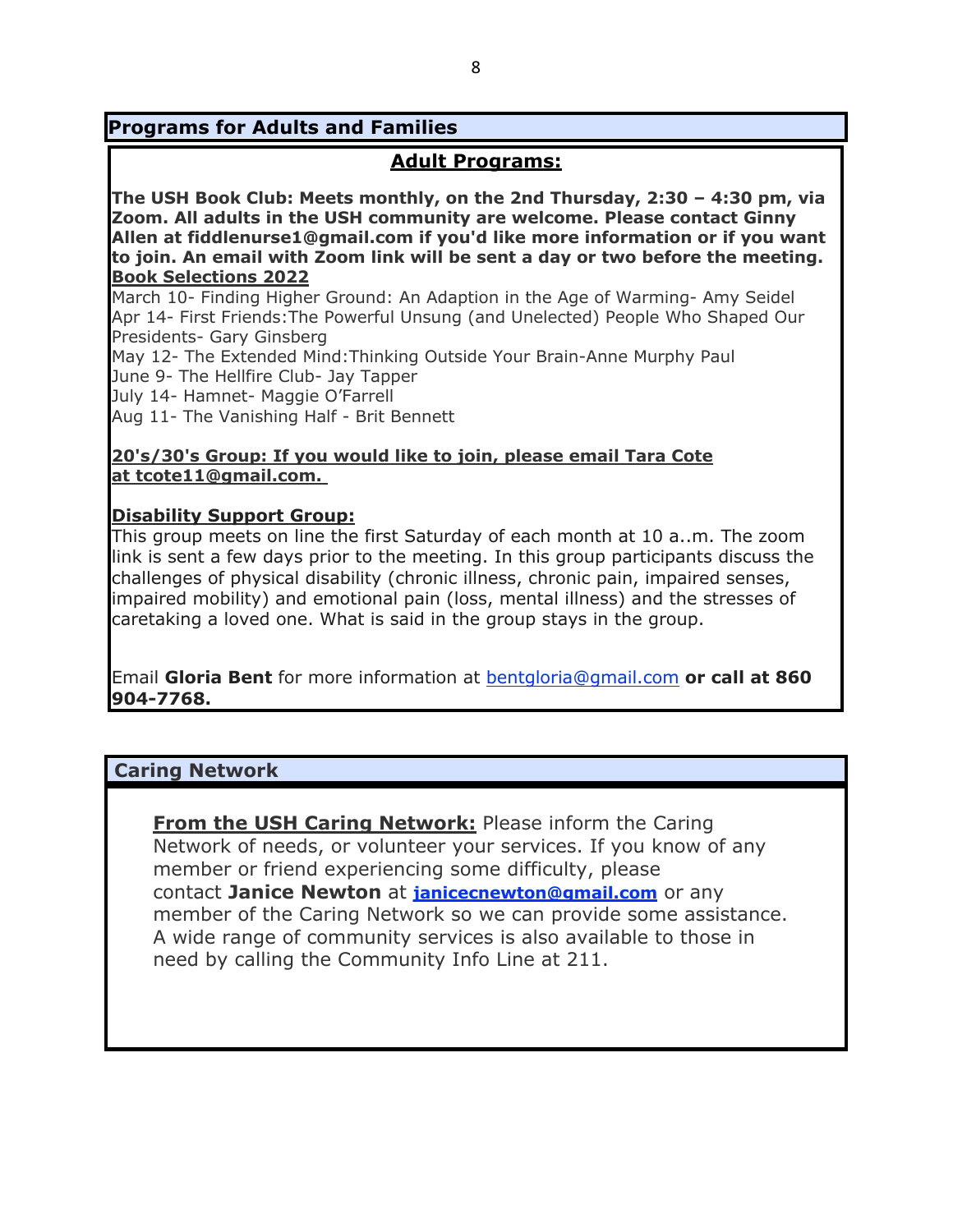## Programs for Adults and Families

### Adult Programs:

**The USH Book Club: Meets monthly, on the 2nd Thursday, 2:30 – 4:30 pm, via Zoom. All adults in the USH community are welcome. Please contact Ginny Allen at fiddlenurse1@gmail.com if you'd like more information or if you want to join. An email with Zoom link will be sent a day or two before the meeting.**

**Book Selections 2022**

March 10- Finding Higher Ground: An Adaption in the Age of Warming- Amy Seidel
Apr 14- First Friends:The Powerful Unsung (and Unelected) People Who Shaped Our Presidents- Gary Ginsberg
May 12- The Extended Mind:Thinking Outside Your Brain-Anne Murphy Paul
June 9- The Hellfire Club- Jay Tapper
July 14- Hamnet- Maggie O'Farrell
Aug 11- The Vanishing Half - Brit Bennett

**20's/30's Group: If you would like to join, please email Tara Cote at tcote11@gmail.com.**

**Disability Support Group:**

This group meets on line the first Saturday of each month at 10 a..m. The zoom link is sent a few days prior to the meeting. In this group participants discuss the challenges of physical disability (chronic illness, chronic pain, impaired senses, impaired mobility) and emotional pain (loss, mental illness) and the stresses of caretaking a loved one. What is said in the group stays in the group.

Email **Gloria Bent** for more information at bentgloria@gmail.com **or call at 860 904-7768.**

## Caring Network

**From the USH Caring Network:** Please inform the Caring Network of needs, or volunteer your services. If you know of any member or friend experiencing some difficulty, please contact **Janice Newton** at **janicecnewton@gmail.com** or any member of the Caring Network so we can provide some assistance. A wide range of community services is also available to those in need by calling the Community Info Line at 211.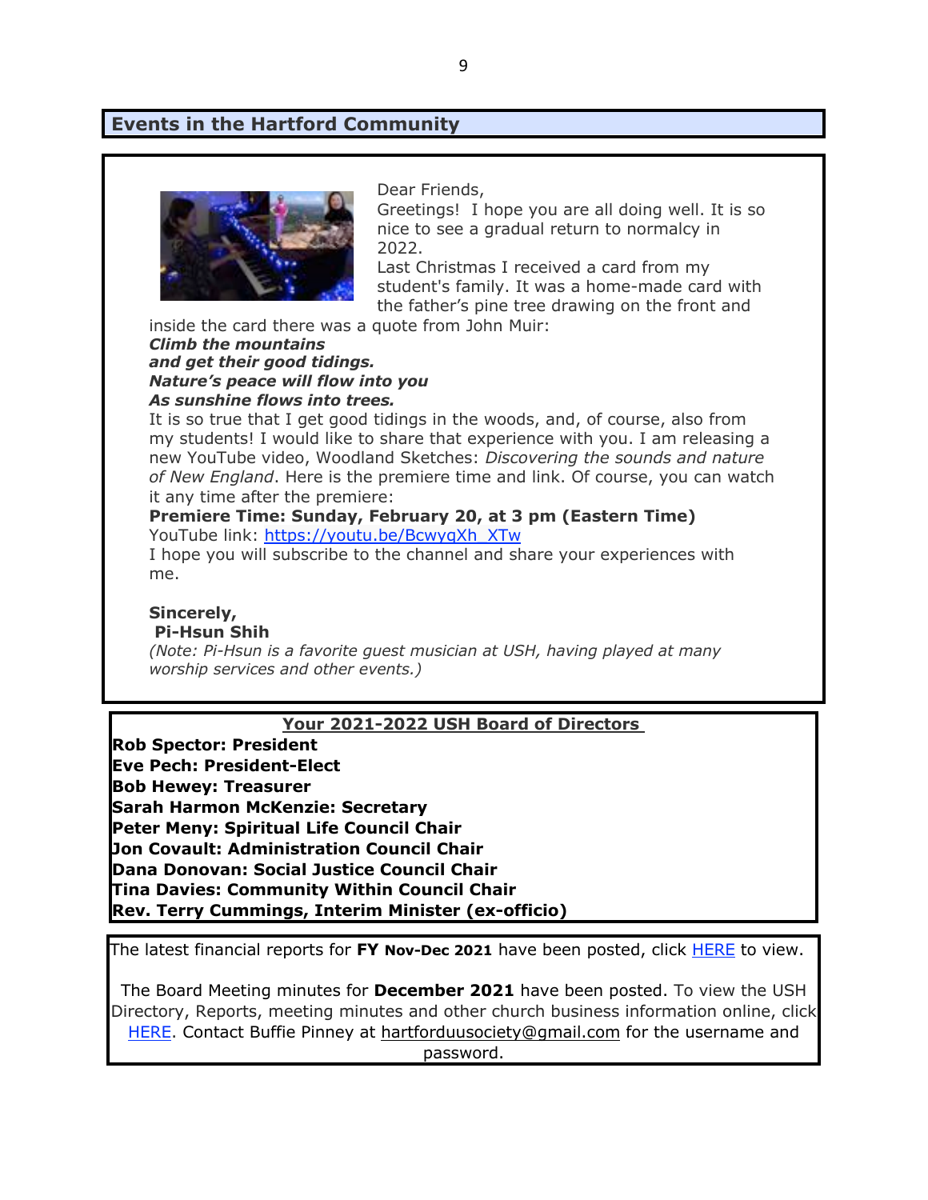## Events in the Hartford Community

Dear Friends,

Greetings! I hope you are all doing well. It is so nice to see a gradual return to normalcy in 2022.

Last Christmas I received a card from my student's family. It was a home-made card with the father's pine tree drawing on the front and inside the card there was a quote from John Muir:

***Climb the mountains***
***and get their good tidings.***
***Nature's peace will flow into you***
***As sunshine flows into trees.***

It is so true that I get good tidings in the woods, and, of course, also from my students! I would like to share that experience with you. I am releasing a new YouTube video, Woodland Sketches: *Discovering the sounds and nature of New England*. Here is the premiere time and link. Of course, you can watch it any time after the premiere:

**Premiere Time: Sunday, February 20, at 3 pm (Eastern Time)**

YouTube link: https://youtu.be/BcwyqXh_XTw

I hope you will subscribe to the channel and share your experiences with me.

**Sincerely,**
**Pi-Hsun Shih**

*(Note: Pi-Hsun is a favorite guest musician at USH, having played at many worship services and other events.)*

**Your 2021-2022 USH Board of Directors**

**Rob Spector: President**
**Eve Pech: President-Elect**
**Bob Hewey: Treasurer**
**Sarah Harmon McKenzie: Secretary**
**Peter Meny: Spiritual Life Council Chair**
**Jon Covault: Administration Council Chair**
**Dana Donovan: Social Justice Council Chair**
**Tina Davies: Community Within Council Chair**
**Rev. Terry Cummings, Interim Minister (ex-officio)**

The latest financial reports for **FY Nov-Dec 2021** have been posted, click HERE to view.

The Board Meeting minutes for **December 2021** have been posted. To view the USH Directory, Reports, meeting minutes and other church business information online, click HERE. Contact Buffie Pinney at hartforduusociety@gmail.com for the username and password.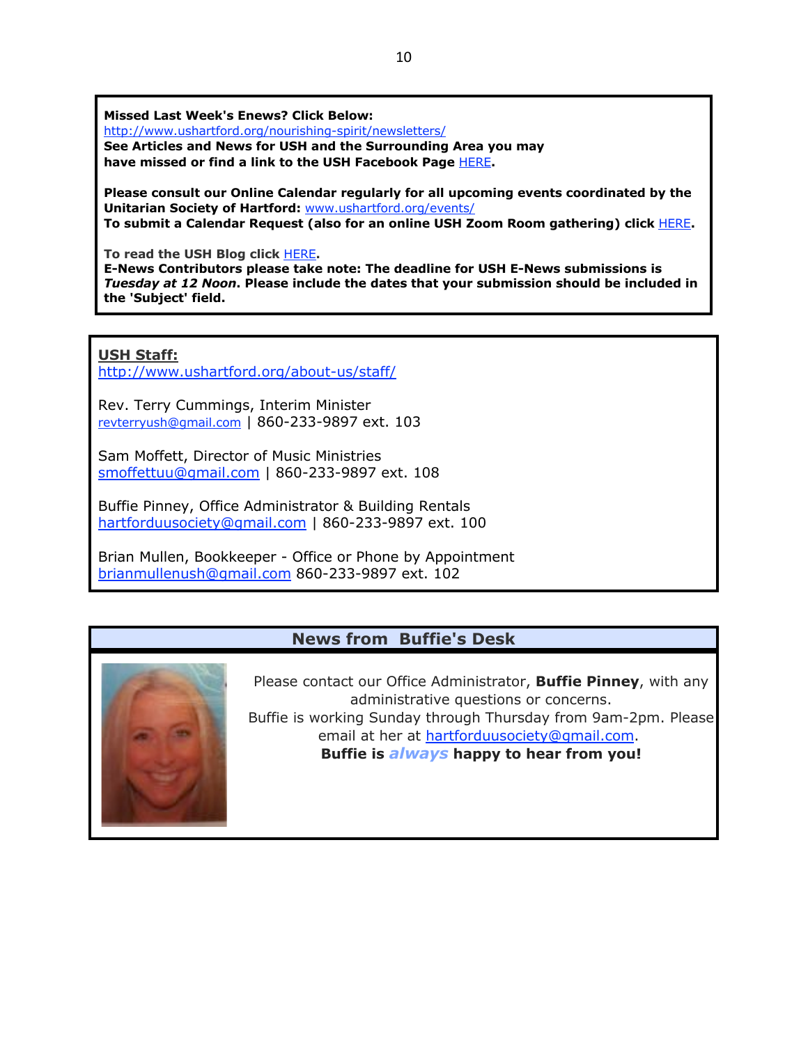**Missed Last Week's Enews? Click Below:**
http://www.ushartford.org/nourishing-spirit/newsletters/
**See Articles and News for USH and the Surrounding Area you may have missed or find a link to the USH Facebook Page HERE.**

**Please consult our Online Calendar regularly for all upcoming events coordinated by the Unitarian Society of Hartford:** www.ushartford.org/events/
**To submit a Calendar Request (also for an online USH Zoom Room gathering) click HERE.**

**To read the USH Blog click HERE.**
**E-News Contributors please take note: The deadline for USH E-News submissions is *Tuesday at 12 Noon*. Please include the dates that your submission should be included in the 'Subject' field.**

**USH Staff:**
http://www.ushartford.org/about-us/staff/

Rev. Terry Cummings, Interim Minister
revterryush@gmail.com | 860-233-9897 ext. 103

Sam Moffett, Director of Music Ministries
smoffettuu@gmail.com | 860-233-9897 ext. 108

Buffie Pinney, Office Administrator & Building Rentals
hartforduusociety@gmail.com | 860-233-9897 ext. 100

Brian Mullen, Bookkeeper - Office or Phone by Appointment
brianmullenush@gmail.com 860-233-9897 ext. 102

## News from Buffie's Desk

Please contact our Office Administrator, **Buffie Pinney**, with any administrative questions or concerns.
Buffie is working Sunday through Thursday from 9am-2pm. Please email at her at hartforduusociety@gmail.com.
**Buffie is *always* happy to hear from you!**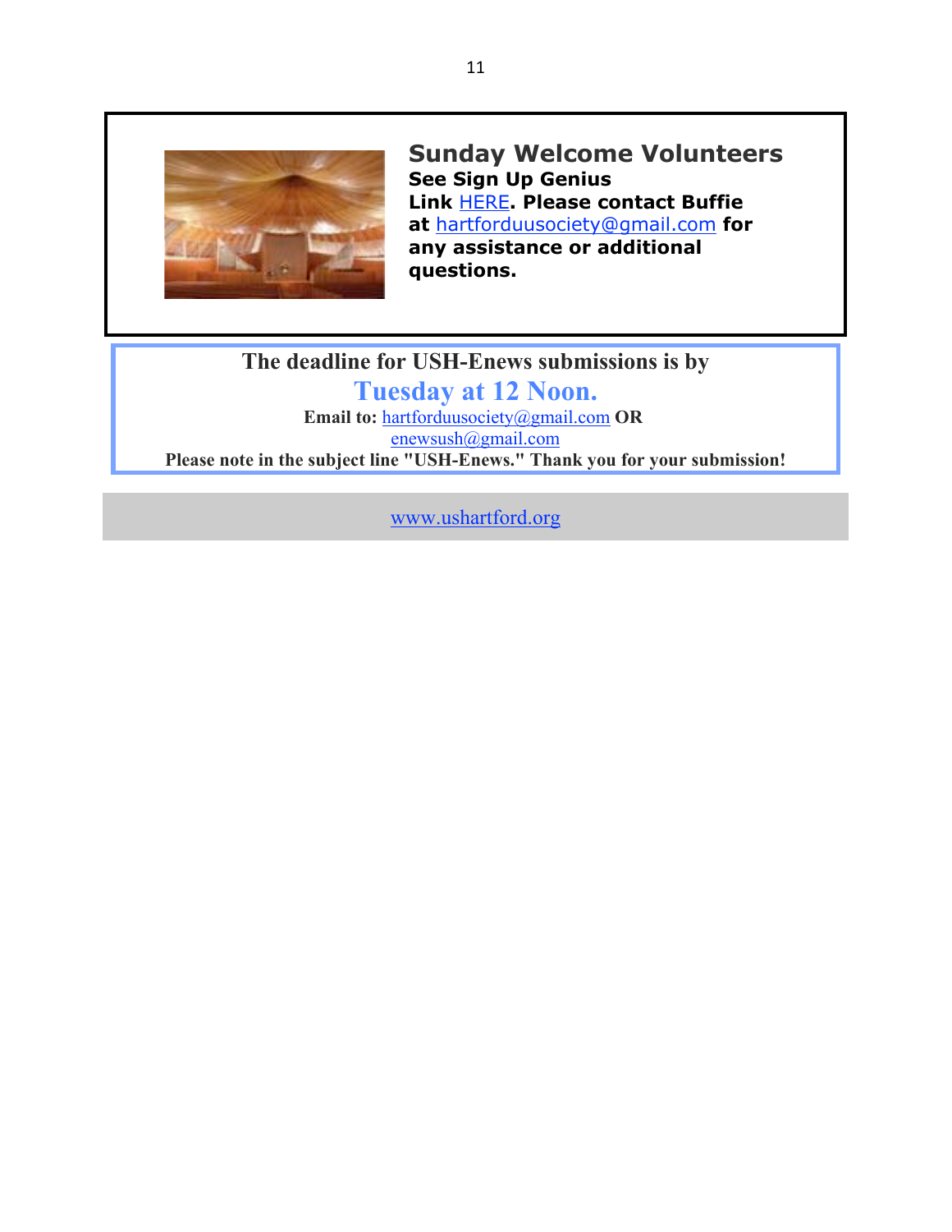## Sunday Welcome Volunteers

**See Sign Up Genius Link HERE. Please contact Buffie at hartforduusociety@gmail.com for any assistance or additional questions.**

**The deadline for USH-Enews submissions is by**

## Tuesday at 12 Noon.

**Email to:** hartforduusociety@gmail.com **OR** enewsush@gmail.com

**Please note in the subject line "USH-Enews." Thank you for your submission!**

www.ushartford.org